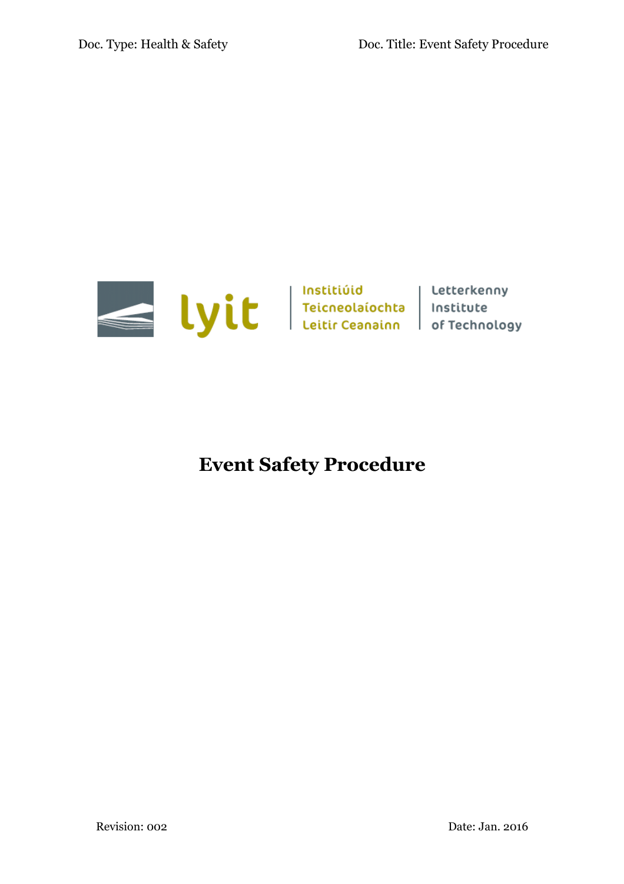Doc. Type: Health & Safety

Doc. Title: Event Safety Procedure

lyit | Institiúid Teicneolaíochta Leitir Ceanainn | Letterkenny Institute of Technology

# Event Safety Procedure

Revision: 002

Date: Jan. 2016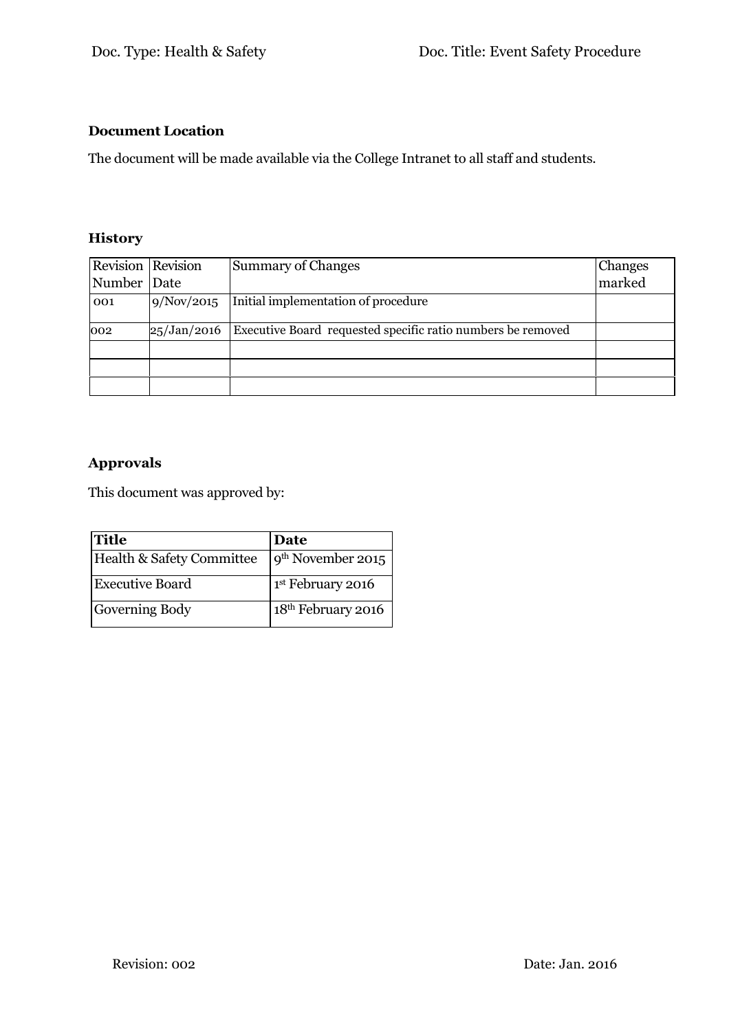**Document Location**

The document will be made available via the College Intranet to all staff and students.

**History**

| Revision Number | Revision Date | Summary of Changes | Changes marked |
|---|---|---|---|
| 001 | 9/Nov/2015 | Initial implementation of procedure | |
| 002 | 25/Jan/2016 | Executive Board requested specific ratio numbers be removed | |
| | | | |
| | | | |
| | | | |

**Approvals**

This document was approved by:

| Title | Date |
|---|---|
| Health & Safety Committee | 9th November 2015 |
| Executive Board | 1st February 2016 |
| Governing Body | 18th February 2016 |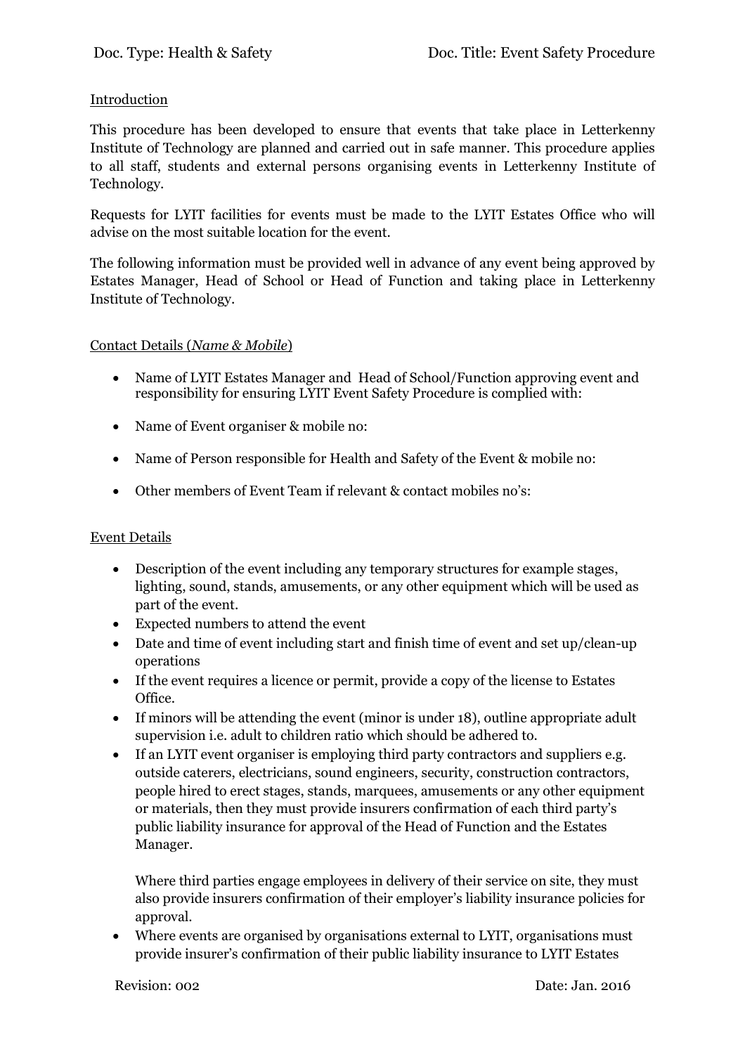Introduction

This procedure has been developed to ensure that events that take place in Letterkenny Institute of Technology are planned and carried out in safe manner. This procedure applies to all staff, students and external persons organising events in Letterkenny Institute of Technology.

Requests for LYIT facilities for events must be made to the LYIT Estates Office who will advise on the most suitable location for the event.

The following information must be provided well in advance of any event being approved by Estates Manager, Head of School or Head of Function and taking place in Letterkenny Institute of Technology.

Contact Details (*Name & Mobile*)

- Name of LYIT Estates Manager and Head of School/Function approving event and responsibility for ensuring LYIT Event Safety Procedure is complied with:

- Name of Event organiser & mobile no:

- Name of Person responsible for Health and Safety of the Event & mobile no:

- Other members of Event Team if relevant & contact mobiles no's:

Event Details

- Description of the event including any temporary structures for example stages, lighting, sound, stands, amusements, or any other equipment which will be used as part of the event.
- Expected numbers to attend the event
- Date and time of event including start and finish time of event and set up/clean-up operations
- If the event requires a licence or permit, provide a copy of the license to Estates Office.
- If minors will be attending the event (minor is under 18), outline appropriate adult supervision i.e. adult to children ratio which should be adhered to.
- If an LYIT event organiser is employing third party contractors and suppliers e.g. outside caterers, electricians, sound engineers, security, construction contractors, people hired to erect stages, stands, marquees, amusements or any other equipment or materials, then they must provide insurers confirmation of each third party's public liability insurance for approval of the Head of Function and the Estates Manager.

  Where third parties engage employees in delivery of their service on site, they must also provide insurers confirmation of their employer's liability insurance policies for approval.
- Where events are organised by organisations external to LYIT, organisations must provide insurer's confirmation of their public liability insurance to LYIT Estates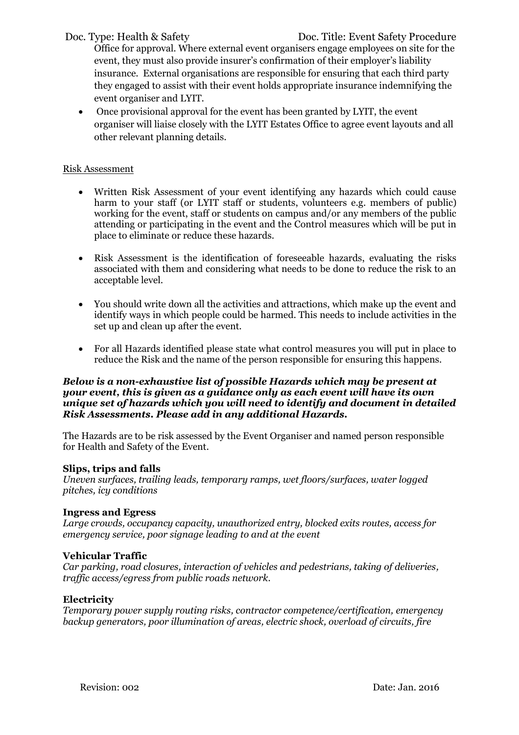Office for approval. Where external event organisers engage employees on site for the event, they must also provide insurer's confirmation of their employer's liability insurance. External organisations are responsible for ensuring that each third party they engaged to assist with their event holds appropriate insurance indemnifying the event organiser and LYIT.

- Once provisional approval for the event has been granted by LYIT, the event organiser will liaise closely with the LYIT Estates Office to agree event layouts and all other relevant planning details.

Risk Assessment

- Written Risk Assessment of your event identifying any hazards which could cause harm to your staff (or LYIT staff or students, volunteers e.g. members of public) working for the event, staff or students on campus and/or any members of the public attending or participating in the event and the Control measures which will be put in place to eliminate or reduce these hazards.
- Risk Assessment is the identification of foreseeable hazards, evaluating the risks associated with them and considering what needs to be done to reduce the risk to an acceptable level.
- You should write down all the activities and attractions, which make up the event and identify ways in which people could be harmed. This needs to include activities in the set up and clean up after the event.
- For all Hazards identified please state what control measures you will put in place to reduce the Risk and the name of the person responsible for ensuring this happens.

***Below is a non-exhaustive list of possible Hazards which may be present at your event, this is given as a guidance only as each event will have its own unique set of hazards which you will need to identify and document in detailed Risk Assessments. Please add in any additional Hazards.***

The Hazards are to be risk assessed by the Event Organiser and named person responsible for Health and Safety of the Event.

**Slips, trips and falls**
*Uneven surfaces, trailing leads, temporary ramps, wet floors/surfaces, water logged pitches, icy conditions*

**Ingress and Egress**
*Large crowds, occupancy capacity, unauthorized entry, blocked exits routes, access for emergency service, poor signage leading to and at the event*

**Vehicular Traffic**
*Car parking, road closures, interaction of vehicles and pedestrians, taking of deliveries, traffic access/egress from public roads network.*

**Electricity**
*Temporary power supply routing risks, contractor competence/certification, emergency backup generators, poor illumination of areas, electric shock, overload of circuits, fire*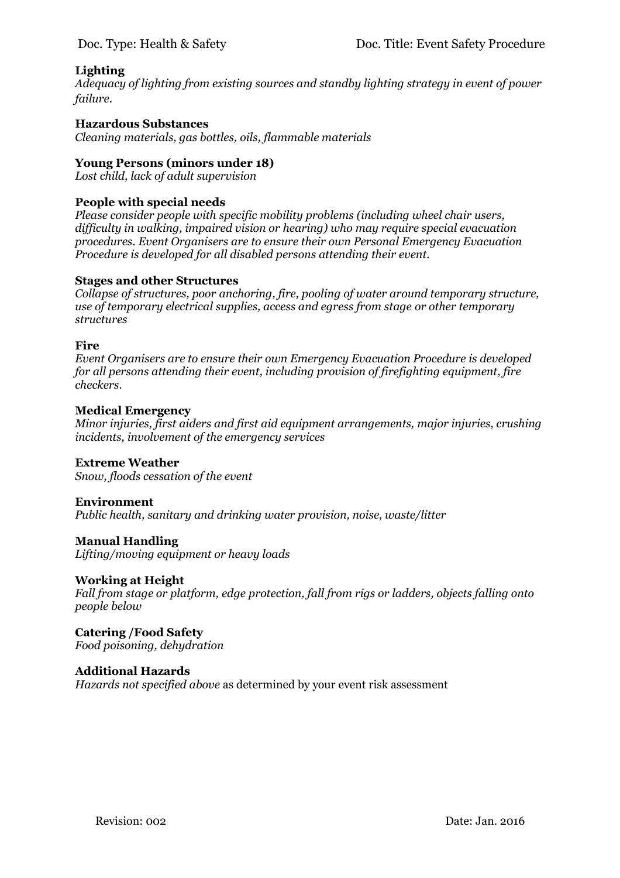**Lighting**

*Adequacy of lighting from existing sources and standby lighting strategy in event of power failure.*

**Hazardous Substances**

*Cleaning materials, gas bottles, oils, flammable materials*

**Young Persons (minors under 18)**

*Lost child, lack of adult supervision*

**People with special needs**

*Please consider people with specific mobility problems (including wheel chair users, difficulty in walking, impaired vision or hearing) who may require special evacuation procedures. Event Organisers are to ensure their own Personal Emergency Evacuation Procedure is developed for all disabled persons attending their event.*

**Stages and other Structures**

*Collapse of structures, poor anchoring, fire, pooling of water around temporary structure, use of temporary electrical supplies, access and egress from stage or other temporary structures*

**Fire**

*Event Organisers are to ensure their own Emergency Evacuation Procedure is developed for all persons attending their event, including provision of firefighting equipment, fire checkers.*

**Medical Emergency**

*Minor injuries, first aiders and first aid equipment arrangements, major injuries, crushing incidents, involvement of the emergency services*

**Extreme Weather**

*Snow, floods cessation of the event*

**Environment**

*Public health, sanitary and drinking water provision, noise, waste/litter*

**Manual Handling**

*Lifting/moving equipment or heavy loads*

**Working at Height**

*Fall from stage or platform, edge protection, fall from rigs or ladders, objects falling onto people below*

**Catering /Food Safety**

*Food poisoning, dehydration*

**Additional Hazards**

*Hazards not specified above* as determined by your event risk assessment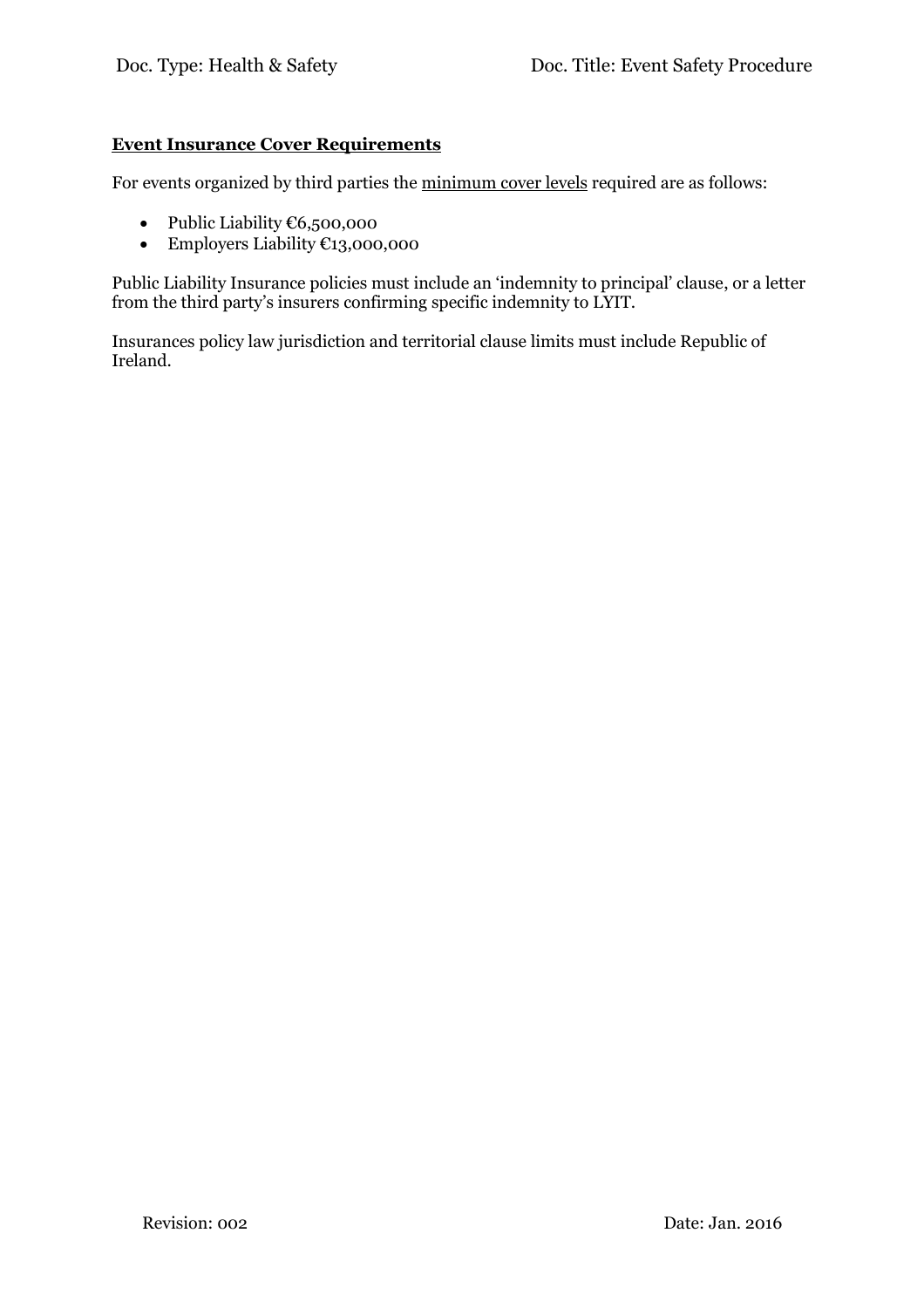**Event Insurance Cover Requirements**

For events organized by third parties the minimum cover levels required are as follows:

- Public Liability €6,500,000
- Employers Liability €13,000,000

Public Liability Insurance policies must include an 'indemnity to principal' clause, or a letter from the third party's insurers confirming specific indemnity to LYIT.

Insurances policy law jurisdiction and territorial clause limits must include Republic of Ireland.